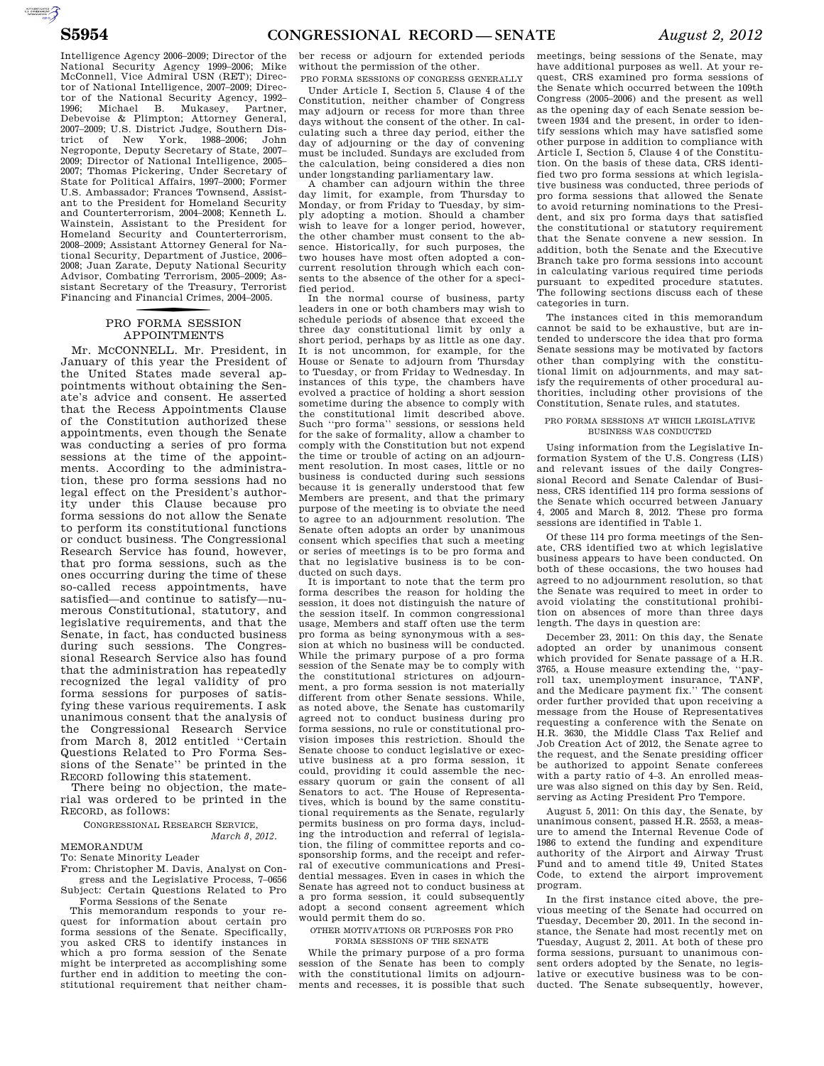Intelligence Agency 2006–2009; Director of the National Security Agency 1999–2006; Mike McConnell, Vice Admiral USN (RET); Director of National Intelligence, 2007–2009; Director of the National Security Agency, 1992–1996; Michael B. Mukasey, Partner, Debevoise & Plimpton; Attorney General, 2007–2009; U.S. District Judge, Southern District of New York, 1988–2006; John Negroponte, Deputy Secretary of State, 2007–2009; Director of National Intelligence, 2005–2007; Thomas Pickering, Under Secretary of State for Political Affairs, 1997–2000; Former U.S. Ambassador; Frances Townsend, Assistant to the President for Homeland Security and Counterterrorism, 2004–2008; Kenneth L. Wainstein, Assistant to the President for Homeland Security and Counterterrorism, 2008–2009; Assistant Attorney General for National Security, Department of Justice, 2006–2008; Juan Zarate, Deputy National Security Advisor, Combating Terrorism, 2005–2009; Assistant Secretary of the Treasury, Terrorist Financing and Financial Crimes, 2004–2005.

## PRO FORMA SESSION APPOINTMENTS

Mr. McCONNELL. Mr. President, in January of this year the President of the United States made several appointments without obtaining the Senate's advice and consent. He asserted that the Recess Appointments Clause of the Constitution authorized these appointments, even though the Senate was conducting a series of pro forma sessions at the time of the appointments. According to the administration, these pro forma sessions had no legal effect on the President's authority under this Clause because pro forma sessions do not allow the Senate to perform its constitutional functions or conduct business. The Congressional Research Service has found, however, that pro forma sessions, such as the ones occurring during the time of these so-called recess appointments, have satisfied—and continue to satisfy—numerous Constitutional, statutory, and legislative requirements, and that the Senate, in fact, has conducted business during such sessions. The Congressional Research Service also has found that the administration has repeatedly recognized the legal validity of pro forma sessions for purposes of satisfying these various requirements. I ask unanimous consent that the analysis of the Congressional Research Service from March 8, 2012 entitled ''Certain Questions Related to Pro Forma Sessions of the Senate'' be printed in the RECORD following this statement.

There being no objection, the material was ordered to be printed in the RECORD, as follows:

CONGRESSIONAL RESEARCH SERVICE,
*March 8, 2012.*

MEMORANDUM

To: Senate Minority Leader

From: Christopher M. Davis, Analyst on Congress and the Legislative Process, 7–0656

Subject: Certain Questions Related to Pro Forma Sessions of the Senate

This memorandum responds to your request for information about certain pro forma sessions of the Senate. Specifically, you asked CRS to identify instances in which a pro forma session of the Senate might be interpreted as accomplishing some further end in addition to meeting the constitutional requirement that neither chamber recess or adjourn for extended periods without the permission of the other.

PRO FORMA SESSIONS OF CONGRESS GENERALLY

Under Article I, Section 5, Clause 4 of the Constitution, neither chamber of Congress may adjourn or recess for more than three days without the consent of the other. In calculating such a three day period, either the day of adjourning or the day of convening must be included. Sundays are excluded from the calculation, being considered a dies non under longstanding parliamentary law.

A chamber can adjourn within the three day limit, for example, from Thursday to Monday, or from Friday to Tuesday, by simply adopting a motion. Should a chamber wish to leave for a longer period, however, the other chamber must consent to the absence. Historically, for such purposes, the two houses have most often adopted a concurrent resolution through which each consents to the absence of the other for a specified period.

In the normal course of business, party leaders in one or both chambers may wish to schedule periods of absence that exceed the three day constitutional limit by only a short period, perhaps by as little as one day. It is not uncommon, for example, for the House or Senate to adjourn from Thursday to Tuesday, or from Friday to Wednesday. In instances of this type, the chambers have evolved a practice of holding a short session sometime during the absence to comply with the constitutional limit described above. Such ''pro forma'' sessions, or sessions held for the sake of formality, allow a chamber to comply with the Constitution but not expend the time or trouble of acting on an adjournment resolution. In most cases, little or no business is conducted during such sessions because it is generally understood that few Members are present, and that the primary purpose of the meeting is to obviate the need to agree to an adjournment resolution. The Senate often adopts an order by unanimous consent which specifies that such a meeting or series of meetings is to be pro forma and that no legislative business is to be conducted on such days.

It is important to note that the term pro forma describes the reason for holding the session, it does not distinguish the nature of the session itself. In common congressional usage, Members and staff often use the term pro forma as being synonymous with a session at which no business will be conducted. While the primary purpose of a pro forma session of the Senate may be to comply with the constitutional strictures on adjournment, a pro forma session is not materially different from other Senate sessions. While, as noted above, the Senate has customarily agreed not to conduct business during pro forma sessions, no rule or constitutional provision imposes this restriction. Should the Senate choose to conduct legislative or executive business at a pro forma session, it could, providing it could assemble the necessary quorum or gain the consent of all Senators to act. The House of Representatives, which is bound by the same constitutional requirements as the Senate, regularly permits business on pro forma days, including the introduction and referral of legislation, the filing of committee reports and cosponsorship forms, and the receipt and referral of executive communications and Presidential messages. Even in cases in which the Senate has agreed not to conduct business at a pro forma session, it could subsequently adopt a second consent agreement which would permit them do so.

OTHER MOTIVATIONS OR PURPOSES FOR PRO FORMA SESSIONS OF THE SENATE

While the primary purpose of a pro forma session of the Senate has been to comply with the constitutional limits on adjournments and recesses, it is possible that such meetings, being sessions of the Senate, may have additional purposes as well. At your request, CRS examined pro forma sessions of the Senate which occurred between the 109th Congress (2005–2006) and the present as well as the opening day of each Senate session between 1934 and the present, in order to identify sessions which may have satisfied some other purpose in addition to compliance with Article I, Section 5, Clause 4 of the Constitution. On the basis of these data, CRS identified two pro forma sessions at which legislative business was conducted, three periods of pro forma sessions that allowed the Senate to avoid returning nominations to the President, and six pro forma days that satisfied the constitutional or statutory requirement that the Senate convene a new session. In addition, both the Senate and the Executive Branch take pro forma sessions into account in calculating various required time periods pursuant to expedited procedure statutes. The following sections discuss each of these categories in turn.

The instances cited in this memorandum cannot be said to be exhaustive, but are intended to underscore the idea that pro forma Senate sessions may be motivated by factors other than complying with the constitutional limit on adjournments, and may satisfy the requirements of other procedural authorities, including other provisions of the Constitution, Senate rules, and statutes.

PRO FORMA SESSIONS AT WHICH LEGISLATIVE BUSINESS WAS CONDUCTED

Using information from the Legislative Information System of the U.S. Congress (LIS) and relevant issues of the daily Congressional Record and Senate Calendar of Business, CRS identified 114 pro forma sessions of the Senate which occurred between January 4, 2005 and March 8, 2012. These pro forma sessions are identified in Table 1.

Of these 114 pro forma meetings of the Senate, CRS identified two at which legislative business appears to have been conducted. On both of these occasions, the two houses had agreed to no adjournment resolution, so that the Senate was required to meet in order to avoid violating the constitutional prohibition on absences of more than three days length. The days in question are:

December 23, 2011: On this day, the Senate adopted an order by unanimous consent which provided for Senate passage of a H.R. 3765, a House measure extending the, ''payroll tax, unemployment insurance, TANF, and the Medicare payment fix.'' The consent order further provided that upon receiving a message from the House of Representatives requesting a conference with the Senate on H.R. 3630, the Middle Class Tax Relief and Job Creation Act of 2012, the Senate agree to the request, and the Senate presiding officer be authorized to appoint Senate conferees with a party ratio of 4–3. An enrolled measure was also signed on this day by Sen. Reid, serving as Acting President Pro Tempore.

August 5, 2011: On this day, the Senate, by unanimous consent, passed H.R. 2553, a measure to amend the Internal Revenue Code of 1986 to extend the funding and expenditure authority of the Airport and Airway Trust Fund and to amend title 49, United States Code, to extend the airport improvement program.

In the first instance cited above, the previous meeting of the Senate had occurred on Tuesday, December 20, 2011. In the second instance, the Senate had most recently met on Tuesday, August 2, 2011. At both of these pro forma sessions, pursuant to unanimous consent orders adopted by the Senate, no legislative or executive business was to be conducted. The Senate subsequently, however,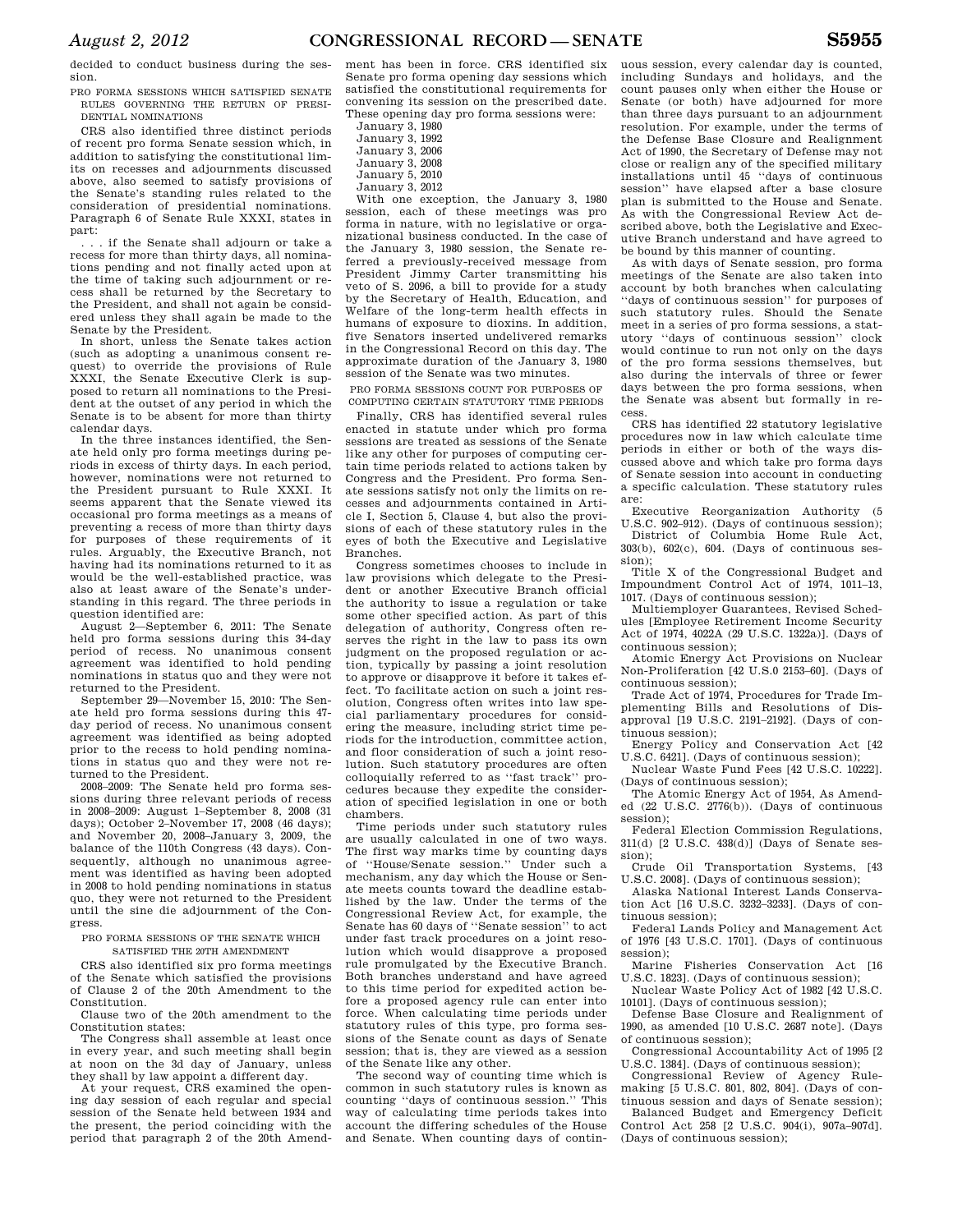decided to conduct business during the session.

### PRO FORMA SESSIONS WHICH SATISFIED SENATE RULES GOVERNING THE RETURN OF PRESIDENTIAL NOMINATIONS

CRS also identified three distinct periods of recent pro forma Senate session which, in addition to satisfying the constitutional limits on recesses and adjournments discussed above, also seemed to satisfy provisions of the Senate's standing rules related to the consideration of presidential nominations. Paragraph 6 of Senate Rule XXXI, states in part:

. . . if the Senate shall adjourn or take a recess for more than thirty days, all nominations pending and not finally acted upon at the time of taking such adjournment or recess shall be returned by the Secretary to the President, and shall not again be considered unless they shall again be made to the Senate by the President.

In short, unless the Senate takes action (such as adopting a unanimous consent request) to override the provisions of Rule XXXI, the Senate Executive Clerk is supposed to return all nominations to the President at the outset of any period in which the Senate is to be absent for more than thirty calendar days.

In the three instances identified, the Senate held only pro forma meetings during periods in excess of thirty days. In each period, however, nominations were not returned to the President pursuant to Rule XXXI. It seems apparent that the Senate viewed its occasional pro forma meetings as a means of preventing a recess of more than thirty days for purposes of these requirements of it rules. Arguably, the Executive Branch, not having had its nominations returned to it as would be the well-established practice, was also at least aware of the Senate's understanding in this regard. The three periods in question identified are:

August 2—September 6, 2011: The Senate held pro forma sessions during this 34-day period of recess. No unanimous consent agreement was identified to hold pending nominations in status quo and they were not returned to the President.

September 29—November 15, 2010: The Senate held pro forma sessions during this 47-day period of recess. No unanimous consent agreement was identified as being adopted prior to the recess to hold pending nominations in status quo and they were not returned to the President.

2008–2009: The Senate held pro forma sessions during three relevant periods of recess in 2008–2009: August 1–September 8, 2008 (31 days); October 2–November 17, 2008 (46 days); and November 20, 2008–January 3, 2009, the balance of the 110th Congress (43 days). Consequently, although no unanimous agreement was identified as having been adopted in 2008 to hold pending nominations in status quo, they were not returned to the President until the sine die adjournment of the Congress.

### PRO FORMA SESSIONS OF THE SENATE WHICH SATISFIED THE 20TH AMENDMENT

CRS also identified six pro forma meetings of the Senate which satisfied the provisions of Clause 2 of the 20th Amendment to the Constitution.

Clause two of the 20th amendment to the Constitution states:

The Congress shall assemble at least once in every year, and such meeting shall begin at noon on the 3d day of January, unless they shall by law appoint a different day.

At your request, CRS examined the opening day session of each regular and special session of the Senate held between 1934 and the present, the period coinciding with the period that paragraph 2 of the 20th Amendment has been in force. CRS identified six Senate pro forma opening day sessions which satisfied the constitutional requirements for convening its session on the prescribed date. These opening day pro forma sessions were:

January 3, 1980
January 3, 1992
January 3, 2006
January 3, 2008
January 5, 2010
January 3, 2012

With one exception, the January 3, 1980 session, each of these meetings was pro forma in nature, with no legislative or organizational business conducted. In the case of the January 3, 1980 session, the Senate referred a previously-received message from President Jimmy Carter transmitting his veto of S. 2096, a bill to provide for a study by the Secretary of Health, Education, and Welfare of the long-term health effects in humans of exposure to dioxins. In addition, five Senators inserted undelivered remarks in the Congressional Record on this day. The approximate duration of the January 3, 1980 session of the Senate was two minutes.

### PRO FORMA SESSIONS COUNT FOR PURPOSES OF COMPUTING CERTAIN STATUTORY TIME PERIODS

Finally, CRS has identified several rules enacted in statute under which pro forma sessions are treated as sessions of the Senate like any other for purposes of computing certain time periods related to actions taken by Congress and the President. Pro forma Senate sessions satisfy not only the limits on recesses and adjournments contained in Article I, Section 5, Clause 4, but also the provisions of each of these statutory rules in the eyes of both the Executive and Legislative Branches.

Congress sometimes chooses to include in law provisions which delegate to the President or another Executive Branch official the authority to issue a regulation or take some other specified action. As part of this delegation of authority, Congress often reserves the right in the law to pass its own judgment on the proposed regulation or action, typically by passing a joint resolution to approve or disapprove it before it takes effect. To facilitate action on such a joint resolution, Congress often writes into law special parliamentary procedures for considering the measure, including strict time periods for the introduction, committee action, and floor consideration of such a joint resolution. Such statutory procedures are often colloquially referred to as "fast track" procedures because they expedite the consideration of specified legislation in one or both chambers.

Time periods under such statutory rules are usually calculated in one of two ways. The first way marks time by counting days of "House/Senate session." Under such a mechanism, any day which the House or Senate meets counts toward the deadline established by the law. Under the terms of the Congressional Review Act, for example, the Senate has 60 days of "Senate session" to act under fast track procedures on a joint resolution which would disapprove a proposed rule promulgated by the Executive Branch. Both branches understand and have agreed to this time period for expedited action before a proposed agency rule can enter into force. When calculating time periods under statutory rules of this type, pro forma sessions of the Senate count as days of Senate session; that is, they are viewed as a session of the Senate like any other.

The second way of counting time which is common in such statutory rules is known as counting "days of continuous session." This way of calculating time periods takes into account the differing schedules of the House and Senate. When counting days of continuous session, every calendar day is counted, including Sundays and holidays, and the count pauses only when either the House or Senate (or both) have adjourned for more than three days pursuant to an adjournment resolution. For example, under the terms of the Defense Base Closure and Realignment Act of 1990, the Secretary of Defense may not close or realign any of the specified military installations until 45 "days of continuous session" have elapsed after a base closure plan is submitted to the House and Senate. As with the Congressional Review Act described above, both the Legislative and Executive Branch understand and have agreed to be bound by this manner of counting.

As with days of Senate session, pro forma meetings of the Senate are also taken into account by both branches when calculating "days of continuous session" for purposes of such statutory rules. Should the Senate meet in a series of pro forma sessions, a statutory "days of continuous session" clock would continue to run not only on the days of the pro forma sessions themselves, but also during the intervals of three or fewer days between the pro forma sessions, when the Senate was absent but formally in recess.

CRS has identified 22 statutory legislative procedures now in law which calculate time periods in either or both of the ways discussed above and which take pro forma days of Senate session into account in conducting a specific calculation. These statutory rules are:

Executive Reorganization Authority (5 U.S.C. 902–912). (Days of continuous session);

District of Columbia Home Rule Act, 303(b), 602(c), 604. (Days of continuous session);

Title X of the Congressional Budget and Impoundment Control Act of 1974, 1011–13, 1017. (Days of continuous session);

Multiemployer Guarantees, Revised Schedules [Employee Retirement Income Security Act of 1974, 4022A (29 U.S.C. 1322a)]. (Days of continuous session);

Atomic Energy Act Provisions on Nuclear Non-Proliferation [42 U.S.0 2153–60]. (Days of continuous session);

Trade Act of 1974, Procedures for Trade Implementing Bills and Resolutions of Disapproval [19 U.S.C. 2191–2192]. (Days of continuous session);

Energy Policy and Conservation Act [42 U.S.C. 6421]. (Days of continuous session);

Nuclear Waste Fund Fees [42 U.S.C. 10222]. (Days of continuous session);

The Atomic Energy Act of 1954, As Amended (22 U.S.C. 2776(b)). (Days of continuous session);

Federal Election Commission Regulations, 311(d) [2 U.S.C. 438(d)] (Days of Senate session);

Crude Oil Transportation Systems, [43 U.S.C. 2008]. (Days of continuous session);

Alaska National Interest Lands Conservation Act [16 U.S.C. 3232–3233]. (Days of continuous session);

Federal Lands Policy and Management Act of 1976 [43 U.S.C. 1701]. (Days of continuous session);

Marine Fisheries Conservation Act [16 U.S.C. 1823]. (Days of continuous session);

Nuclear Waste Policy Act of 1982 [42 U.S.C. 10101]. (Days of continuous session);

Defense Base Closure and Realignment of 1990, as amended [10 U.S.C. 2687 note]. (Days of continuous session);

Congressional Accountability Act of 1995 [2 U.S.C. 1384]. (Days of continuous session);

Congressional Review of Agency Rulemaking [5 U.S.C. 801, 802, 804]. (Days of continuous session and days of Senate session);

Balanced Budget and Emergency Deficit Control Act 258 [2 U.S.C. 904(i), 907a–907d]. (Days of continuous session);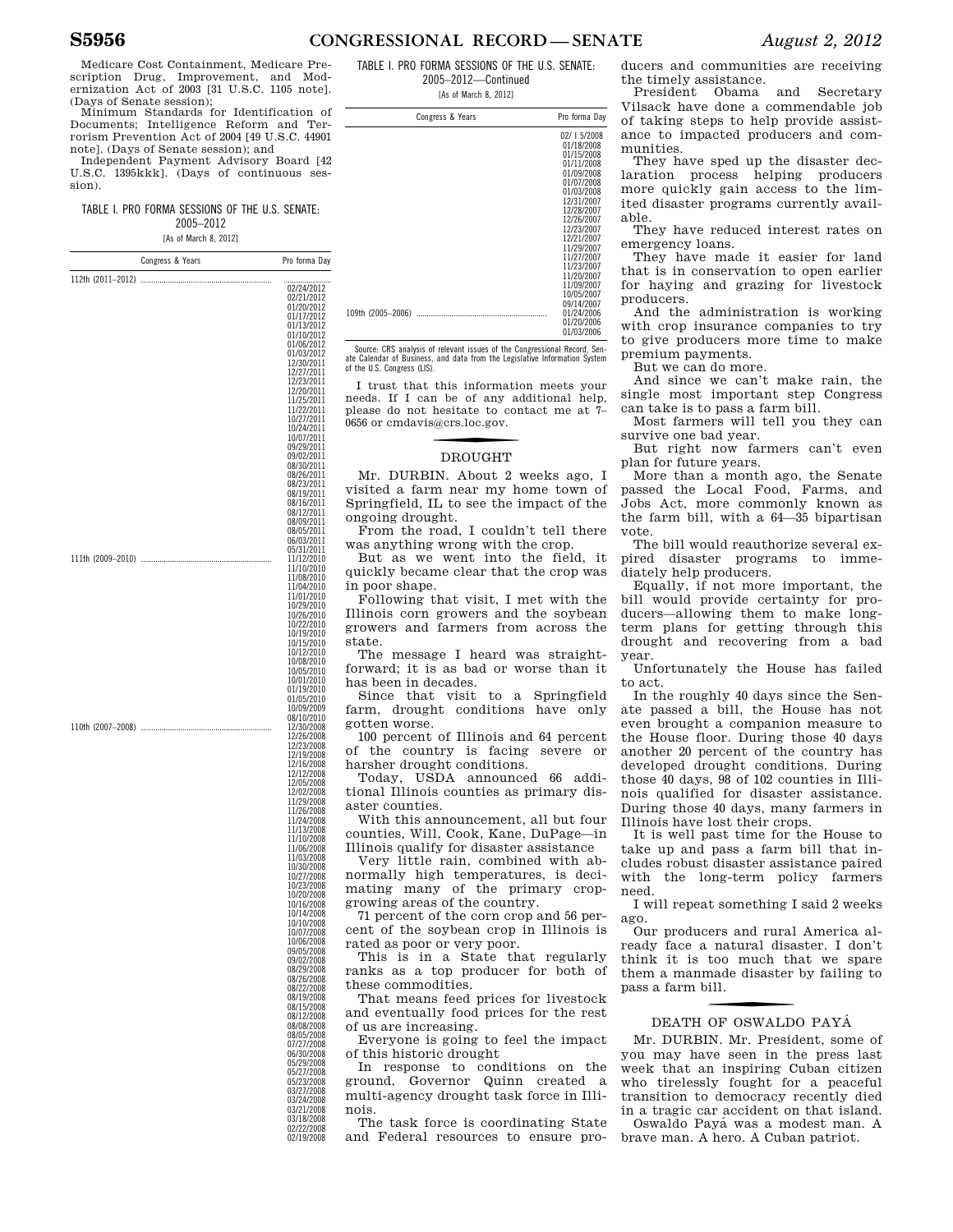Medicare Cost Containment, Medicare Prescription Drug, Improvement, and Modernization Act of 2003 [31 U.S.C. 1105 note]. (Days of Senate session);

Minimum Standards for Identification of Documents; Intelligence Reform and Terrorism Prevention Act of 2004 [49 U.S.C. 44901 note]. (Days of Senate session); and

Independent Payment Advisory Board [42 U.S.C. 1395kkk]. (Days of continuous session).

TABLE I. PRO FORMA SESSIONS OF THE U.S. SENATE: 2005–2012

[As of March 8, 2012]

| Congress & Years | Pro forma Day |
|---|---|
| 112th (2011–2012) | 02/24/2012 |
| | 02/21/2012 |
| | 01/20/2012 |
| | 01/17/2012 |
| | 01/13/2012 |
| | 01/10/2012 |
| | 01/06/2012 |
| | 01/03/2012 |
| | 12/30/2011 |
| | 12/27/2011 |
| | 12/23/2011 |
| | 12/20/2011 |
| | 11/25/2011 |
| | 11/22/2011 |
| | 10/27/2011 |
| | 10/24/2011 |
| | 10/07/2011 |
| | 09/29/2011 |
| | 09/02/2011 |
| | 08/30/2011 |
| | 08/26/2011 |
| | 08/23/2011 |
| | 08/19/2011 |
| | 08/16/2011 |
| | 08/12/2011 |
| | 08/09/2011 |
| | 08/05/2011 |
| | 06/03/2011 |
| | 05/31/2011 |
| 111th (2009–2010) | 11/12/2010 |
| | 11/10/2010 |
| | 11/08/2010 |
| | 11/04/2010 |
| | 11/01/2010 |
| | 10/29/2010 |
| | 10/26/2010 |
| | 10/22/2010 |
| | 10/19/2010 |
| | 10/15/2010 |
| | 10/12/2010 |
| | 10/08/2010 |
| | 10/05/2010 |
| | 10/01/2010 |
| | 01/19/2010 |
| | 01/05/2010 |
| | 10/09/2009 |
| | 08/10/2010 |
| 110th (2007–2008) | 12/30/2008 |
| | 12/26/2008 |
| | 12/23/2008 |
| | 12/19/2008 |
| | 12/16/2008 |
| | 12/12/2008 |
| | 12/05/2008 |
| | 12/02/2008 |
| | 11/29/2008 |
| | 11/26/2008 |
| | 11/24/2008 |
| | 11/13/2008 |
| | 11/10/2008 |
| | 11/06/2008 |
| | 11/03/2008 |
| | 10/30/2008 |
| | 10/27/2008 |
| | 10/23/2008 |
| | 10/20/2008 |
| | 10/16/2008 |
| | 10/14/2008 |
| | 10/10/2008 |
| | 10/07/2008 |
| | 10/06/2008 |
| | 09/05/2008 |
| | 09/02/2008 |
| | 08/29/2008 |
| | 08/26/2008 |
| | 08/22/2008 |
| | 08/19/2008 |
| | 08/15/2008 |
| | 08/12/2008 |
| | 08/08/2008 |
| | 08/05/2008 |
| | 07/27/2008 |
| | 06/30/2008 |
| | 05/29/2008 |
| | 05/27/2008 |
| | 05/23/2008 |
| | 03/27/2008 |
| | 03/24/2008 |
| | 03/21/2008 |
| | 03/18/2008 |
| | 02/22/2008 |
| | 02/19/2008 |
| | 02/ 1 5/2008 |
| | 01/18/2008 |
| | 01/15/2008 |
| | 01/11/2008 |
| | 01/09/2008 |
| | 01/07/2008 |
| | 01/03/2008 |
| | 12/31/2007 |
| | 12/28/2007 |
| | 12/26/2007 |
| | 12/23/2007 |
| | 12/21/2007 |
| | 11/29/2007 |
| | 11/27/2007 |
| | 11/23/2007 |
| | 11/20/2007 |
| | 11/09/2007 |
| | 10/05/2007 |
| | 09/14/2007 |
| 109th (2005–2006) | 01/24/2006 |
| | 01/20/2006 |
| | 01/03/2006 |

Source: CRS analysis of relevant issues of the Congressional Record, Senate Calendar of Business, and data from the Legislative Information System of the U.S. Congress (LIS).

I trust that this information meets your needs. If I can be of any additional help, please do not hesitate to contact me at 7–0656 or cmdavis@crs.loc.gov.

## DROUGHT

Mr. DURBIN. About 2 weeks ago, I visited a farm near my home town of Springfield, IL to see the impact of the ongoing drought.

From the road, I couldn't tell there was anything wrong with the crop.

But as we went into the field, it quickly became clear that the crop was in poor shape.

Following that visit, I met with the Illinois corn growers and the soybean growers and farmers from across the state.

The message I heard was straightforward; it is as bad or worse than it has been in decades.

Since that visit to a Springfield farm, drought conditions have only gotten worse.

100 percent of Illinois and 64 percent of the country is facing severe or harsher drought conditions.

Today, USDA announced 66 additional Illinois counties as primary disaster counties.

With this announcement, all but four counties, Will, Cook, Kane, DuPage—in Illinois qualify for disaster assistance

Very little rain, combined with abnormally high temperatures, is decimating many of the primary crop-growing areas of the country.

71 percent of the corn crop and 56 percent of the soybean crop in Illinois is rated as poor or very poor.

This is in a State that regularly ranks as a top producer for both of these commodities.

That means feed prices for livestock and eventually food prices for the rest of us are increasing.

Everyone is going to feel the impact of this historic drought

In response to conditions on the ground, Governor Quinn created a multi-agency drought task force in Illinois.

The task force is coordinating State and Federal resources to ensure producers and communities are receiving the timely assistance.

President Obama and Secretary Vilsack have done a commendable job of taking steps to help provide assistance to impacted producers and communities.

They have sped up the disaster declaration process helping producers more quickly gain access to the limited disaster programs currently available.

They have reduced interest rates on emergency loans.

They have made it easier for land that is in conservation to open earlier for haying and grazing for livestock producers.

And the administration is working with crop insurance companies to try to give producers more time to make premium payments.

But we can do more.

And since we can't make rain, the single most important step Congress can take is to pass a farm bill.

Most farmers will tell you they can survive one bad year.

But right now farmers can't even plan for future years.

More than a month ago, the Senate passed the Local Food, Farms, and Jobs Act, more commonly known as the farm bill, with a 64—35 bipartisan vote.

The bill would reauthorize several expired disaster programs to immediately help producers.

Equally, if not more important, the bill would provide certainty for producers—allowing them to make long-term plans for getting through this drought and recovering from a bad year.

Unfortunately the House has failed to act.

In the roughly 40 days since the Senate passed a bill, the House has not even brought a companion measure to the House floor. During those 40 days another 20 percent of the country has developed drought conditions. During those 40 days, 98 of 102 counties in Illinois qualified for disaster assistance. During those 40 days, many farmers in Illinois have lost their crops.

It is well past time for the House to take up and pass a farm bill that includes robust disaster assistance paired with the long-term policy farmers need.

I will repeat something I said 2 weeks ago.

Our producers and rural America already face a natural disaster. I don't think it is too much that we spare them a manmade disaster by failing to pass a farm bill.

## DEATH OF OSWALDO PAYÁ

Mr. DURBIN. Mr. President, some of you may have seen in the press last week that an inspiring Cuban citizen who tirelessly fought for a peaceful transition to democracy recently died in a tragic car accident on that island.

Oswaldo Payá was a modest man. A brave man. A hero. A Cuban patriot.